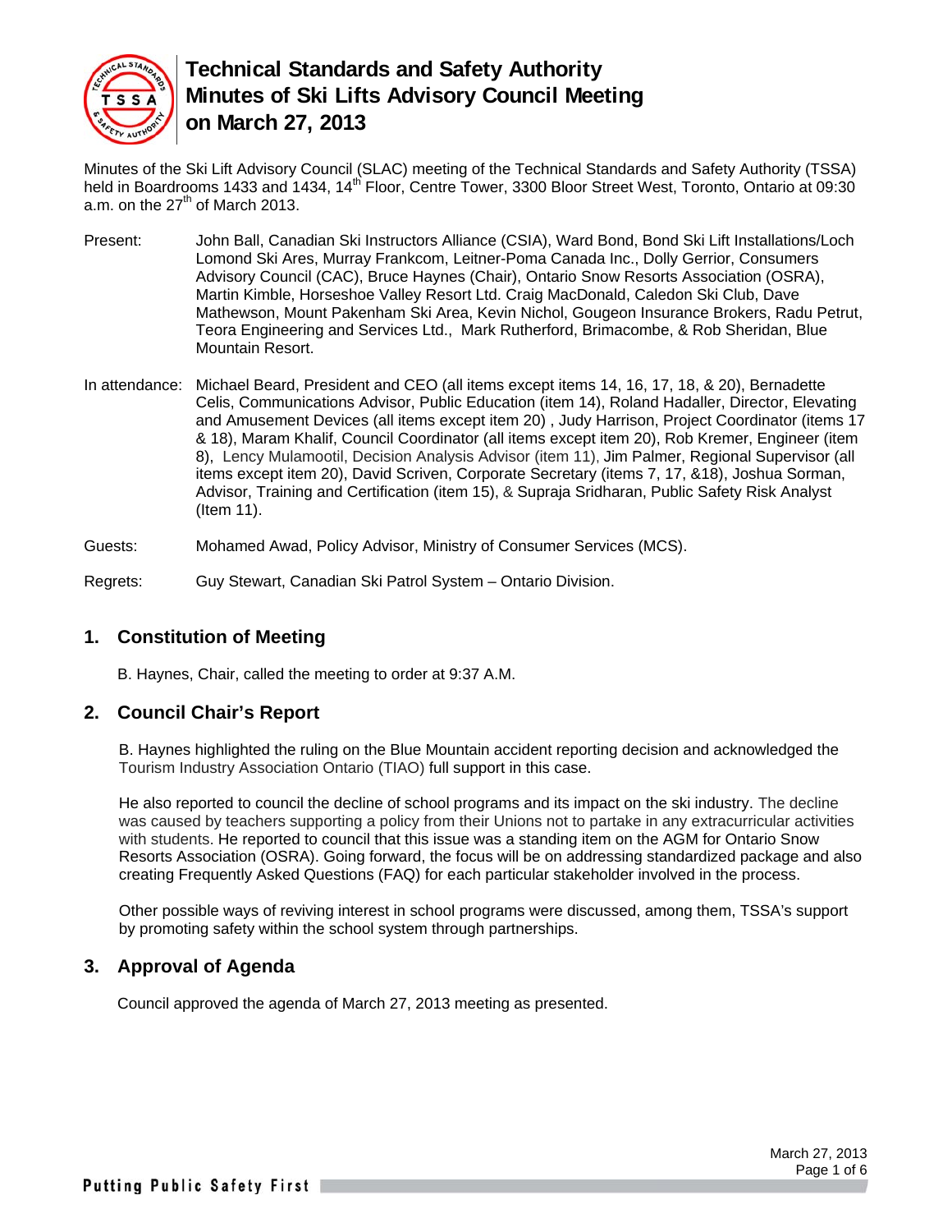# Technical Standards and Safety Authority Minutes of Ski Lifts Advisory Council Meeting on March 27, 2013

Minutes of the Ski Lift Advisory Council (SLAC) meeting of the Technical Standards and Safety Authority (TSSA) held in Boardrooms 1433 and 1434, 14th Floor, Centre Tower, 3300 Bloor Street West, Toronto, Ontario at 09:30 a.m. on the 27th of March 2013.

Present: John Ball, Canadian Ski Instructors Alliance (CSIA), Ward Bond, Bond Ski Lift Installations/Loch Lomond Ski Ares, Murray Frankcom, Leitner-Poma Canada Inc., Dolly Gerrior, Consumers Advisory Council (CAC), Bruce Haynes (Chair), Ontario Snow Resorts Association (OSRA), Martin Kimble, Horseshoe Valley Resort Ltd. Craig MacDonald, Caledon Ski Club, Dave Mathewson, Mount Pakenham Ski Area, Kevin Nichol, Gougeon Insurance Brokers, Radu Petrut, Teora Engineering and Services Ltd., Mark Rutherford, Brimacombe, & Rob Sheridan, Blue Mountain Resort.

In attendance: Michael Beard, President and CEO (all items except items 14, 16, 17, 18, & 20), Bernadette Celis, Communications Advisor, Public Education (item 14), Roland Hadaller, Director, Elevating and Amusement Devices (all items except item 20) , Judy Harrison, Project Coordinator (items 17 & 18), Maram Khalif, Council Coordinator (all items except item 20), Rob Kremer, Engineer (item 8), Lency Mulamootil, Decision Analysis Advisor (item 11), Jim Palmer, Regional Supervisor (all items except item 20), David Scriven, Corporate Secretary (items 7, 17, &18), Joshua Sorman, Advisor, Training and Certification (item 15), & Supraja Sridharan, Public Safety Risk Analyst (Item 11).

Guests: Mohamed Awad, Policy Advisor, Ministry of Consumer Services (MCS).

Regrets: Guy Stewart, Canadian Ski Patrol System – Ontario Division.

## 1. Constitution of Meeting

B. Haynes, Chair, called the meeting to order at 9:37 A.M.

## 2. Council Chair's Report

B. Haynes highlighted the ruling on the Blue Mountain accident reporting decision and acknowledged the Tourism Industry Association Ontario (TIAO) full support in this case.

He also reported to council the decline of school programs and its impact on the ski industry. The decline was caused by teachers supporting a policy from their Unions not to partake in any extracurricular activities with students. He reported to council that this issue was a standing item on the AGM for Ontario Snow Resorts Association (OSRA). Going forward, the focus will be on addressing standardized package and also creating Frequently Asked Questions (FAQ) for each particular stakeholder involved in the process.

Other possible ways of reviving interest in school programs were discussed, among them, TSSA's support by promoting safety within the school system through partnerships.

## 3. Approval of Agenda

Council approved the agenda of March 27, 2013 meeting as presented.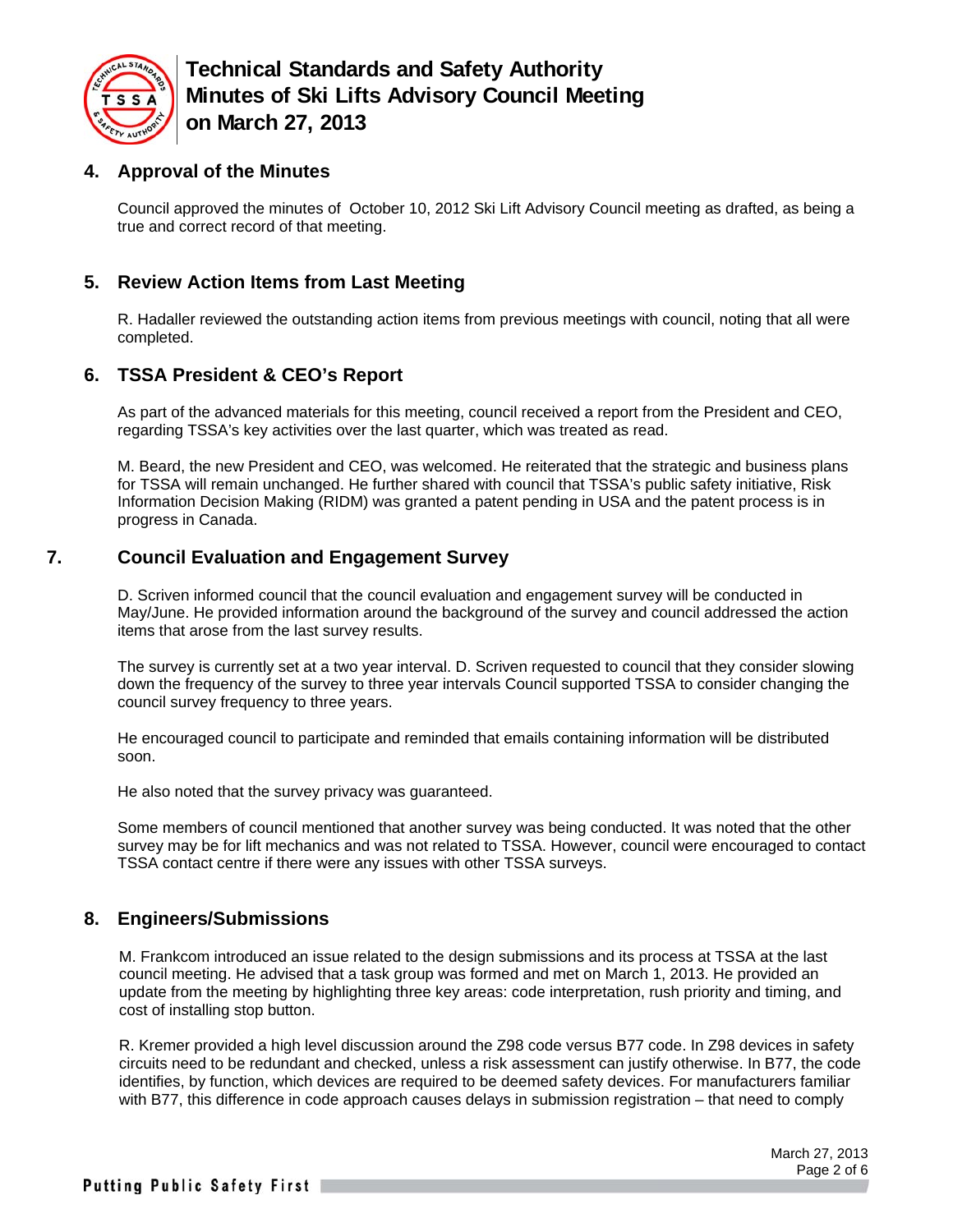## 4. Approval of the Minutes

Council approved the minutes of October 10, 2012 Ski Lift Advisory Council meeting as drafted, as being a true and correct record of that meeting.

## 5. Review Action Items from Last Meeting

R. Hadaller reviewed the outstanding action items from previous meetings with council, noting that all were completed.

## 6. TSSA President & CEO's Report

As part of the advanced materials for this meeting, council received a report from the President and CEO, regarding TSSA's key activities over the last quarter, which was treated as read.

M. Beard, the new President and CEO, was welcomed. He reiterated that the strategic and business plans for TSSA will remain unchanged. He further shared with council that TSSA's public safety initiative, Risk Information Decision Making (RIDM) was granted a patent pending in USA and the patent process is in progress in Canada.

## 7. Council Evaluation and Engagement Survey

D. Scriven informed council that the council evaluation and engagement survey will be conducted in May/June. He provided information around the background of the survey and council addressed the action items that arose from the last survey results.

The survey is currently set at a two year interval. D. Scriven requested to council that they consider slowing down the frequency of the survey to three year intervals Council supported TSSA to consider changing the council survey frequency to three years.

He encouraged council to participate and reminded that emails containing information will be distributed soon.

He also noted that the survey privacy was guaranteed.

Some members of council mentioned that another survey was being conducted. It was noted that the other survey may be for lift mechanics and was not related to TSSA. However, council were encouraged to contact TSSA contact centre if there were any issues with other TSSA surveys.

## 8. Engineers/Submissions

M. Frankcom introduced an issue related to the design submissions and its process at TSSA at the last council meeting. He advised that a task group was formed and met on March 1, 2013. He provided an update from the meeting by highlighting three key areas: code interpretation, rush priority and timing, and cost of installing stop button.

R. Kremer provided a high level discussion around the Z98 code versus B77 code. In Z98 devices in safety circuits need to be redundant and checked, unless a risk assessment can justify otherwise. In B77, the code identifies, by function, which devices are required to be deemed safety devices. For manufacturers familiar with B77, this difference in code approach causes delays in submission registration – that need to comply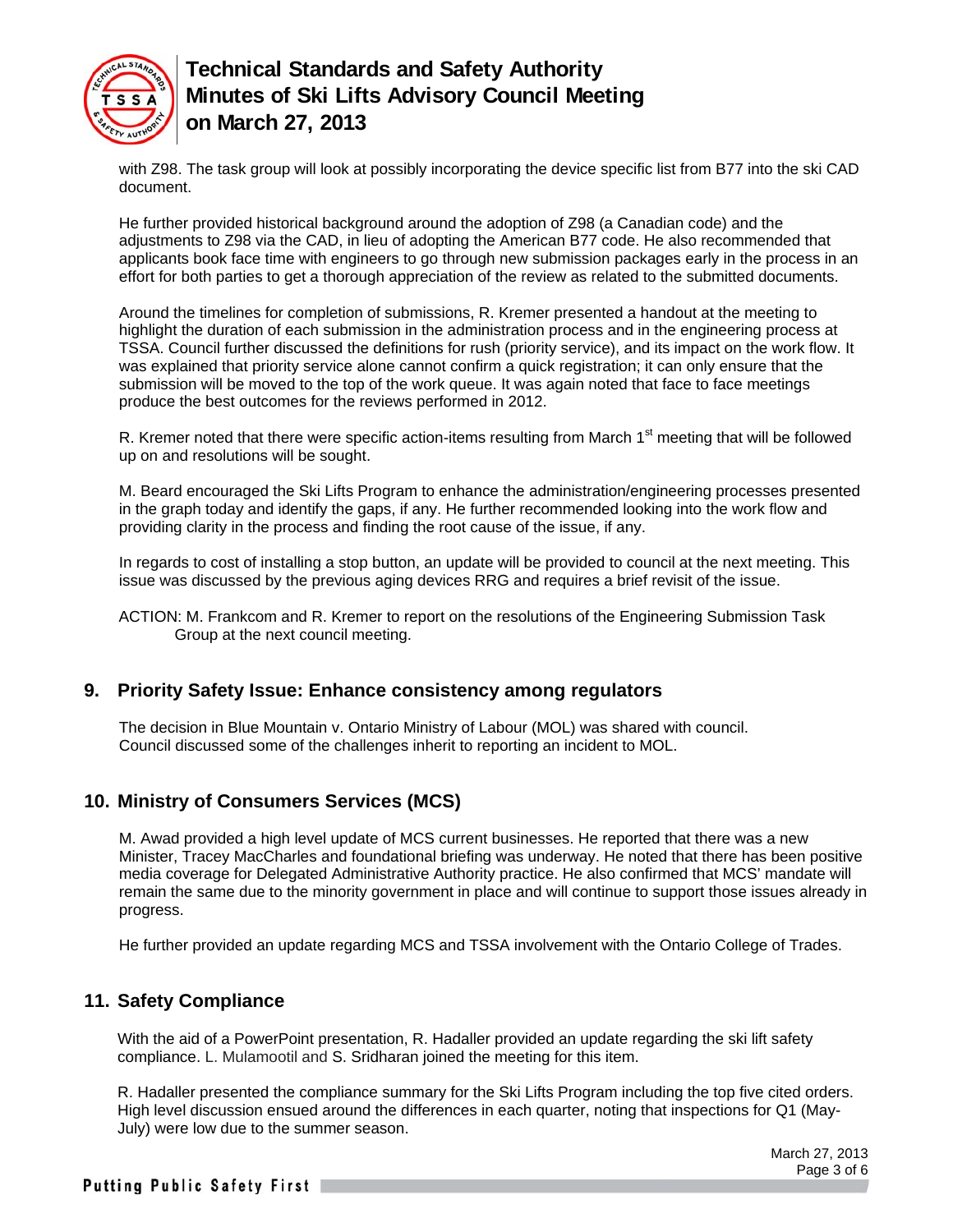with Z98. The task group will look at possibly incorporating the device specific list from B77 into the ski CAD document.

He further provided historical background around the adoption of Z98 (a Canadian code) and the adjustments to Z98 via the CAD, in lieu of adopting the American B77 code. He also recommended that applicants book face time with engineers to go through new submission packages early in the process in an effort for both parties to get a thorough appreciation of the review as related to the submitted documents.

Around the timelines for completion of submissions, R. Kremer presented a handout at the meeting to highlight the duration of each submission in the administration process and in the engineering process at TSSA. Council further discussed the definitions for rush (priority service), and its impact on the work flow. It was explained that priority service alone cannot confirm a quick registration; it can only ensure that the submission will be moved to the top of the work queue. It was again noted that face to face meetings produce the best outcomes for the reviews performed in 2012.

R. Kremer noted that there were specific action-items resulting from March 1st meeting that will be followed up on and resolutions will be sought.

M. Beard encouraged the Ski Lifts Program to enhance the administration/engineering processes presented in the graph today and identify the gaps, if any. He further recommended looking into the work flow and providing clarity in the process and finding the root cause of the issue, if any.

In regards to cost of installing a stop button, an update will be provided to council at the next meeting. This issue was discussed by the previous aging devices RRG and requires a brief revisit of the issue.

ACTION: M. Frankcom and R. Kremer to report on the resolutions of the Engineering Submission Task Group at the next council meeting.

## 9. Priority Safety Issue: Enhance consistency among regulators

The decision in Blue Mountain v. Ontario Ministry of Labour (MOL) was shared with council. Council discussed some of the challenges inherit to reporting an incident to MOL.

## 10. Ministry of Consumers Services (MCS)

M. Awad provided a high level update of MCS current businesses. He reported that there was a new Minister, Tracey MacCharles and foundational briefing was underway. He noted that there has been positive media coverage for Delegated Administrative Authority practice. He also confirmed that MCS' mandate will remain the same due to the minority government in place and will continue to support those issues already in progress.

He further provided an update regarding MCS and TSSA involvement with the Ontario College of Trades.

## 11. Safety Compliance

With the aid of a PowerPoint presentation, R. Hadaller provided an update regarding the ski lift safety compliance. L. Mulamootil and S. Sridharan joined the meeting for this item.

R. Hadaller presented the compliance summary for the Ski Lifts Program including the top five cited orders. High level discussion ensued around the differences in each quarter, noting that inspections for Q1 (May-July) were low due to the summer season.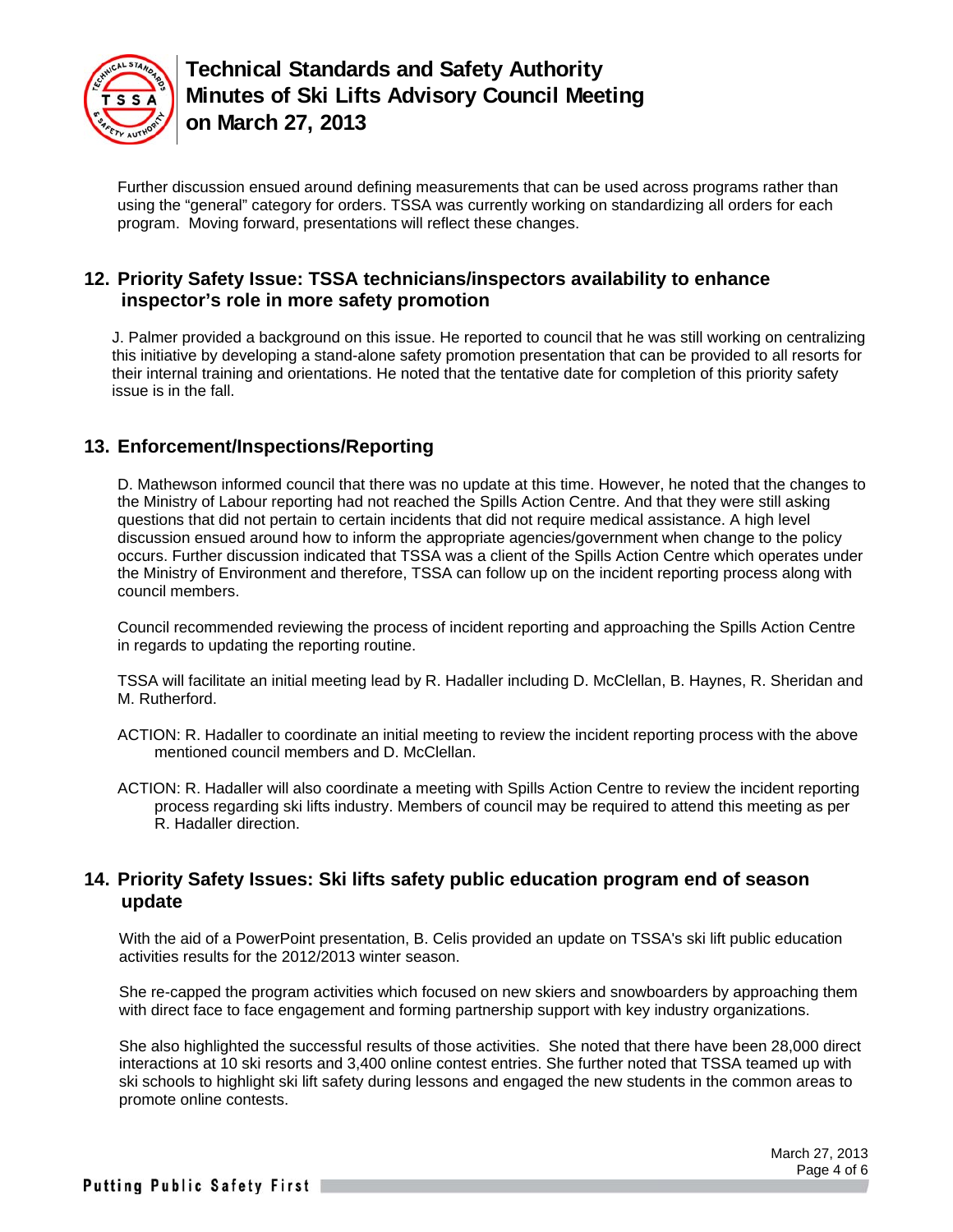Further discussion ensued around defining measurements that can be used across programs rather than using the "general" category for orders. TSSA was currently working on standardizing all orders for each program. Moving forward, presentations will reflect these changes.

## 12. Priority Safety Issue: TSSA technicians/inspectors availability to enhance inspector's role in more safety promotion

J. Palmer provided a background on this issue. He reported to council that he was still working on centralizing this initiative by developing a stand-alone safety promotion presentation that can be provided to all resorts for their internal training and orientations. He noted that the tentative date for completion of this priority safety issue is in the fall.

## 13. Enforcement/Inspections/Reporting

D. Mathewson informed council that there was no update at this time. However, he noted that the changes to the Ministry of Labour reporting had not reached the Spills Action Centre. And that they were still asking questions that did not pertain to certain incidents that did not require medical assistance. A high level discussion ensued around how to inform the appropriate agencies/government when change to the policy occurs. Further discussion indicated that TSSA was a client of the Spills Action Centre which operates under the Ministry of Environment and therefore, TSSA can follow up on the incident reporting process along with council members.

Council recommended reviewing the process of incident reporting and approaching the Spills Action Centre in regards to updating the reporting routine.

TSSA will facilitate an initial meeting lead by R. Hadaller including D. McClellan, B. Haynes, R. Sheridan and M. Rutherford.

ACTION: R. Hadaller to coordinate an initial meeting to review the incident reporting process with the above mentioned council members and D. McClellan.

ACTION: R. Hadaller will also coordinate a meeting with Spills Action Centre to review the incident reporting process regarding ski lifts industry. Members of council may be required to attend this meeting as per R. Hadaller direction.

## 14. Priority Safety Issues: Ski lifts safety public education program end of season update

With the aid of a PowerPoint presentation, B. Celis provided an update on TSSA's ski lift public education activities results for the 2012/2013 winter season.

She re-capped the program activities which focused on new skiers and snowboarders by approaching them with direct face to face engagement and forming partnership support with key industry organizations.

She also highlighted the successful results of those activities. She noted that there have been 28,000 direct interactions at 10 ski resorts and 3,400 online contest entries. She further noted that TSSA teamed up with ski schools to highlight ski lift safety during lessons and engaged the new students in the common areas to promote online contests.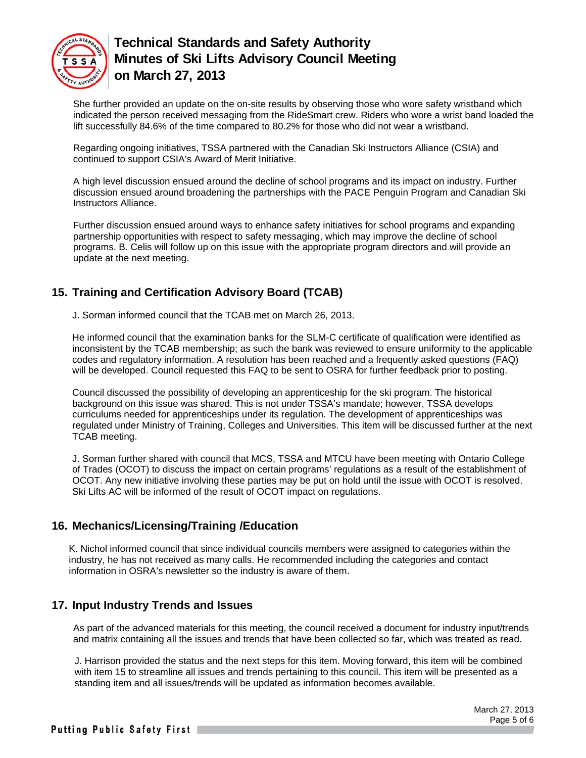She further provided an update on the on-site results by observing those who wore safety wristband which indicated the person received messaging from the RideSmart crew. Riders who wore a wrist band loaded the lift successfully 84.6% of the time compared to 80.2% for those who did not wear a wristband.

Regarding ongoing initiatives, TSSA partnered with the Canadian Ski Instructors Alliance (CSIA) and continued to support CSIA's Award of Merit Initiative.

A high level discussion ensued around the decline of school programs and its impact on industry. Further discussion ensued around broadening the partnerships with the PACE Penguin Program and Canadian Ski Instructors Alliance.

Further discussion ensued around ways to enhance safety initiatives for school programs and expanding partnership opportunities with respect to safety messaging, which may improve the decline of school programs. B. Celis will follow up on this issue with the appropriate program directors and will provide an update at the next meeting.

## 15. Training and Certification Advisory Board (TCAB)

J. Sorman informed council that the TCAB met on March 26, 2013.

He informed council that the examination banks for the SLM-C certificate of qualification were identified as inconsistent by the TCAB membership; as such the bank was reviewed to ensure uniformity to the applicable codes and regulatory information. A resolution has been reached and a frequently asked questions (FAQ) will be developed. Council requested this FAQ to be sent to OSRA for further feedback prior to posting.

Council discussed the possibility of developing an apprenticeship for the ski program. The historical background on this issue was shared. This is not under TSSA's mandate; however, TSSA develops curriculums needed for apprenticeships under its regulation. The development of apprenticeships was regulated under Ministry of Training, Colleges and Universities. This item will be discussed further at the next TCAB meeting.

J. Sorman further shared with council that MCS, TSSA and MTCU have been meeting with Ontario College of Trades (OCOT) to discuss the impact on certain programs' regulations as a result of the establishment of OCOT. Any new initiative involving these parties may be put on hold until the issue with OCOT is resolved. Ski Lifts AC will be informed of the result of OCOT impact on regulations.

## 16. Mechanics/Licensing/Training /Education

K. Nichol informed council that since individual councils members were assigned to categories within the industry, he has not received as many calls. He recommended including the categories and contact information in OSRA's newsletter so the industry is aware of them.

## 17. Input Industry Trends and Issues

As part of the advanced materials for this meeting, the council received a document for industry input/trends and matrix containing all the issues and trends that have been collected so far, which was treated as read.

J. Harrison provided the status and the next steps for this item. Moving forward, this item will be combined with item 15 to streamline all issues and trends pertaining to this council. This item will be presented as a standing item and all issues/trends will be updated as information becomes available.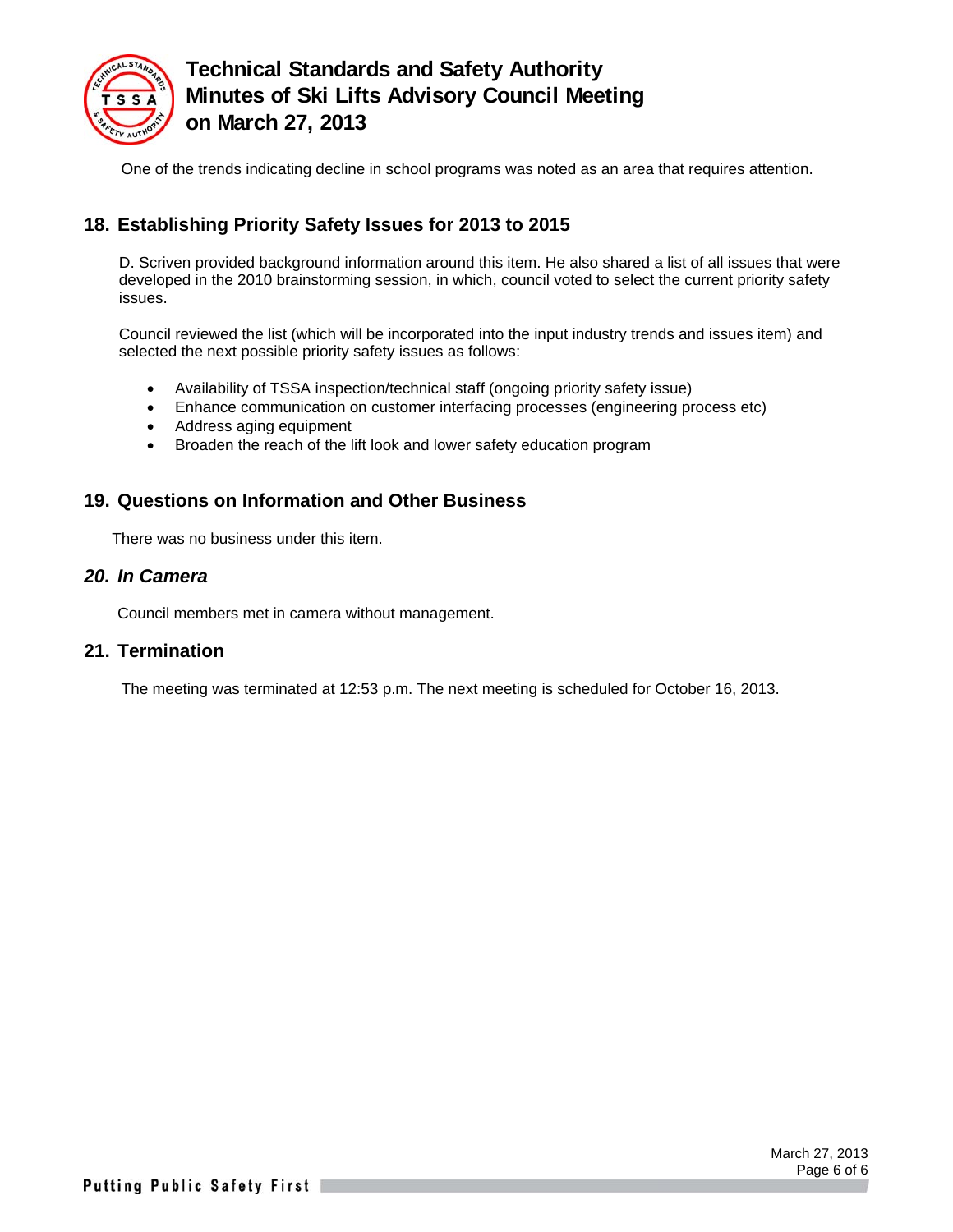One of the trends indicating decline in school programs was noted as an area that requires attention.

## 18. Establishing Priority Safety Issues for 2013 to 2015

D. Scriven provided background information around this item. He also shared a list of all issues that were developed in the 2010 brainstorming session, in which, council voted to select the current priority safety issues.

Council reviewed the list (which will be incorporated into the input industry trends and issues item) and selected the next possible priority safety issues as follows:

- Availability of TSSA inspection/technical staff (ongoing priority safety issue)
- Enhance communication on customer interfacing processes (engineering process etc)
- Address aging equipment
- Broaden the reach of the lift look and lower safety education program

## 19. Questions on Information and Other Business

There was no business under this item.

## *20. In Camera*

Council members met in camera without management.

## 21. Termination

The meeting was terminated at 12:53 p.m. The next meeting is scheduled for October 16, 2013.